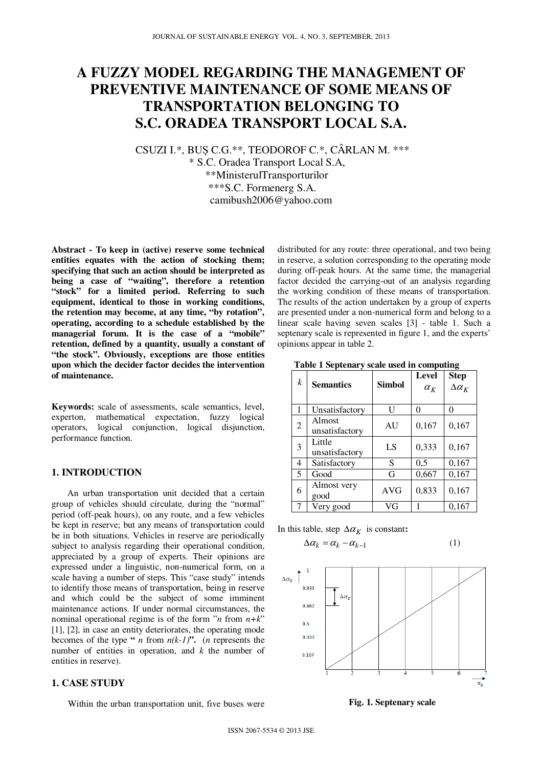# A FUZZY MODEL REGARDING THE MANAGEMENT OF PREVENTIVE MAINTENANCE OF SOME MEANS OF TRANSPORTATION BELONGING TO S.C. ORADEA TRANSPORT LOCAL S.A.

CSUZI I.*, BUȘ C.G.**, TEODOROF C.*, CÂRLAN M. ***

\* S.C. Oradea Transport Local S.A,

**MinisterulTransporturilor

***S.C. Formenerg S.A.

camibush2006@yahoo.com

**Abstract - To keep in (active) reserve some technical entities equates with the action of stocking them; specifying that such an action should be interpreted as being a case of "waiting", therefore a retention "stock" for a limited period. Referring to such equipment, identical to those in working conditions, the retention may become, at any time, "by rotation", operating, according to a schedule established by the managerial forum. It is the case of a "mobile" retention, defined by a quantity, usually a constant of "the stock". Obviously, exceptions are those entities upon which the decider factor decides the intervention of maintenance.**

**Keywords:** scale of assessments, scale semantics, level, experton, mathematical expectation, fuzzy logical operators, logical conjunction, logical disjunction, performance function.

## 1. INTRODUCTION

An urban transportation unit decided that a certain group of vehicles should circulate, during the "normal" period (off-peak hours), on any route, and a few vehicles be kept in reserve; but any means of transportation could be in both situations. Vehicles in reserve are periodically subject to analysis regarding their operational condition, appreciated by a group of experts. Their opinions are expressed under a linguistic, non-numerical form, on a scale having a number of steps. This "case study" intends to identify those means of transportation, being in reserve and which could be the subject of some imminent maintenance actions. If under normal circumstances, the nominal operational regime is of the form "*n* from *n+k*" [1], [2], in case an entity deteriorates, the operating mode becomes of the type "*n* from *n(k-1)*". (*n* represents the number of entities in operation, and *k* the number of entities in reserve).

## 1. CASE STUDY

Within the urban transportation unit, five buses were distributed for any route: three operational, and two being in reserve, a solution corresponding to the operating mode during off-peak hours. At the same time, the managerial factor decided the carrying-out of an analysis regarding the working condition of these means of transportation. The results of the action undertaken by a group of experts are presented under a non-numerical form and belong to a linear scale having seven scales [3] - table 1. Such a septenary scale is represented in figure 1, and the experts' opinions appear in table 2.

**Table 1 Septenary scale used in computing**

| $k$ | Semantics | Simbol | Level $\alpha_K$ | Step $\Delta\alpha_K$ |
|---|---|---|---|---|
| 1 | Unsatisfactory | U | 0 | 0 |
| 2 | Almost unsatisfactory | AU | 0,167 | 0,167 |
| 3 | Little unsatisfactory | LS | 0,333 | 0,167 |
| 4 | Satisfactory | S | 0,5 | 0,167 |
| 5 | Good | G | 0,667 | 0,167 |
| 6 | Almost very good | AVG | 0,833 | 0,167 |
| 7 | Very good | VG | 1 | 0,167 |

In this table, step $\Delta\alpha_K$ is constant**:**

$$\Delta\alpha_k = \alpha_k - \alpha_{k-1} \tag{1}$$

**Fig. 1. Septenary scale**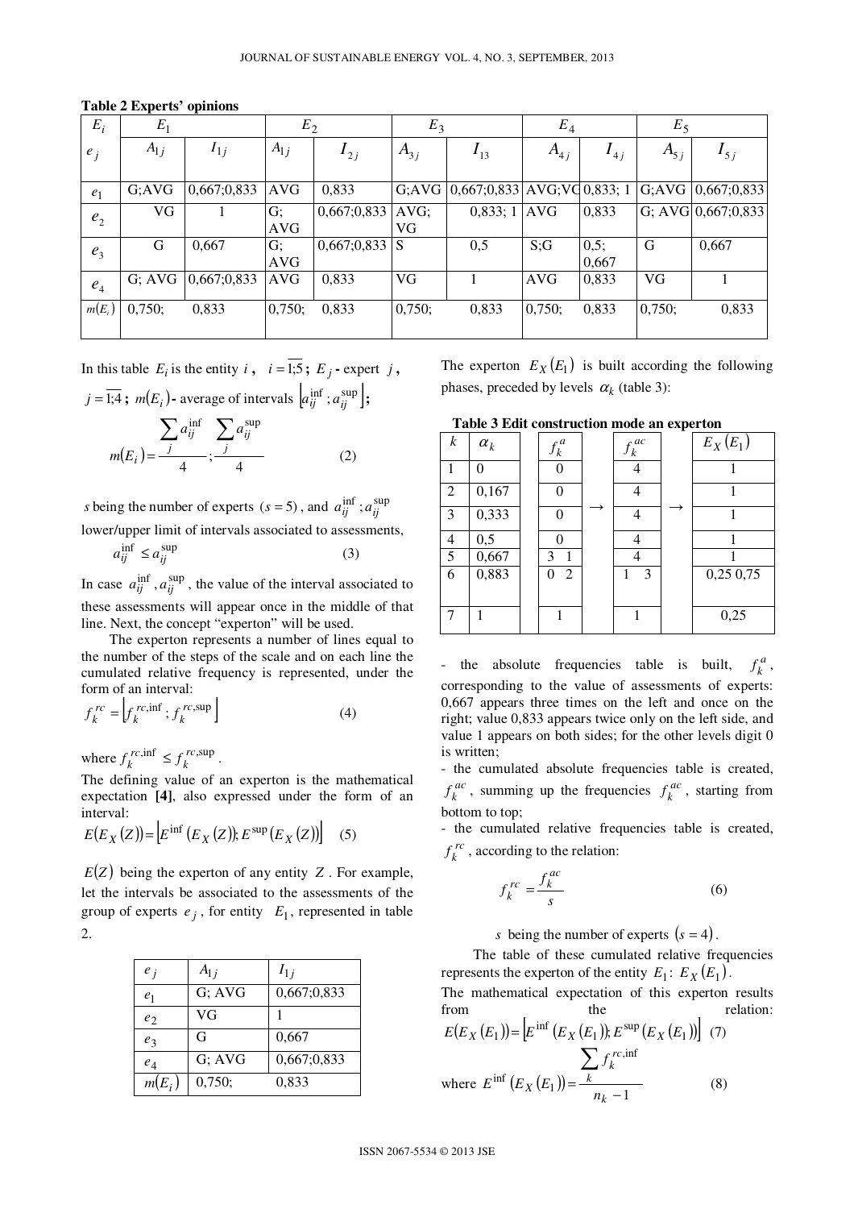**Table 2 Experts' opinions**

| $E_i$ | $E_1$ | | $E_2$ | | $E_3$ | | $E_4$ | | $E_5$ | |
|---|---|---|---|---|---|---|---|---|---|---|
| $e_j$ | $A_{1j}$ | $I_{1j}$ | $A_{1j}$ | $I_{2j}$ | $A_{3j}$ | $I_{13}$ | $A_{4j}$ | $I_{4j}$ | $A_{5j}$ | $I_{5j}$ |
| $e_1$ | G;AVG | 0,667;0,833 | AVG | 0,833 | G;AVG | 0,667;0,833 | AVG;VG | 0,833; 1 | G;AVG | 0,667;0,833 |
| $e_2$ | VG | 1 | G; AVG | 0,667;0,833 | AVG; VG | 0,833; 1 | AVG | 0,833 | G; AVG | 0,667;0,833 |
| $e_3$ | G | 0,667 | G; AVG | 0,667;0,833 | S | 0,5 | S;G | 0,5; 0,667 | G | 0,667 |
| $e_4$ | G; AVG | 0,667;0,833 | AVG | 0,833 | VG | 1 | AVG | 0,833 | VG | 1 |
| $m(E_i)$ | 0,750; | 0,833 | 0,750; | 0,833 | 0,750; | 0,833 | 0,750; | 0,833 | 0,750; | 0,833 |

In this table $E_i$ is the entity $i$, $i=\overline{1;5}$; $E_j$ - expert $j$, $j=\overline{1;4}$; $m(E_i)$ - average of intervals $\left[a_{ij}^{\inf};a_{ij}^{\sup}\right]$;

$$m(E_i)=\frac{\sum_j a_{ij}^{\inf}}{4};\frac{\sum_j a_{ij}^{\sup}}{4} \tag{2}$$

$s$ being the number of experts $(s=5)$, and $a_{ij}^{\inf};a_{ij}^{\sup}$ lower/upper limit of intervals associated to assessments,

$$a_{ij}^{\inf} \leq a_{ij}^{\sup} \tag{3}$$

In case $a_{ij}^{\inf}, a_{ij}^{\sup}$, the value of the interval associated to these assessments will appear once in the middle of that line. Next, the concept "experton" will be used.

The experton represents a number of lines equal to the number of the steps of the scale and on each line the cumulated relative frequency is represented, under the form of an interval:

$$f_k^{rc}=\left[f_k^{rc,\inf};f_k^{rc,\sup}\right] \tag{4}$$

where $f_k^{rc,\inf} \leq f_k^{rc,\sup}$.

The defining value of an experton is the mathematical expectation **[4]**, also expressed under the form of an interval:

$$E(E_X(Z))=\left[E^{\inf}(E_X(Z)); E^{\sup}(E_X(Z))\right] \tag{5}$$

$E(Z)$ being the experton of any entity $Z$. For example, let the intervals be associated to the assessments of the group of experts $e_j$, for entity $E_1$, represented in table 2.

| $e_j$ | $A_{1j}$ | $I_{1j}$ |
|---|---|---|
| $e_1$ | G; AVG | 0,667;0,833 |
| $e_2$ | VG | 1 |
| $e_3$ | G | 0,667 |
| $e_4$ | G; AVG | 0,667;0,833 |
| $m(E_i)$ | 0,750; | 0,833 |

The experton $E_X(E_1)$ is built according the following phases, preceded by levels $\alpha_k$ (table 3):

**Table 3 Edit construction mode an experton**

| $k$ | $\alpha_k$ | $f_k^a$ | | $f_k^{ac}$ | | $E_X(E_1)$ |
|---|---|---|---|---|---|---|
| 1 | 0 | 0 | | 4 | | 1 |
| 2 | 0,167 | 0 | → | 4 | → | 1 |
| 3 | 0,333 | 0 | | 4 | | 1 |
| 4 | 0,5 | 0 | | 4 | | 1 |
| 5 | 0,667 | 3 1 | | 4 | | 1 |
| 6 | 0,883 | 0 2 | | 1 3 | | 0,25 0,75 |
| 7 | 1 | 1 | | 1 | | 0,25 |

- the absolute frequencies table is built, $f_k^a$, corresponding to the value of assessments of experts: 0,667 appears three times on the left and once on the right; value 0,833 appears twice only on the left side, and value 1 appears on both sides; for the other levels digit 0 is written;
- the cumulated absolute frequencies table is created, $f_k^{ac}$, summing up the frequencies $f_k^{ac}$, starting from bottom to top;
- the cumulated relative frequencies table is created, $f_k^{rc}$, according to the relation:

$$f_k^{rc}=\frac{f_k^{ac}}{s} \tag{6}$$

$s$ being the number of experts $(s=4)$.

The table of these cumulated relative frequencies represents the experton of the entity $E_1$: $E_X(E_1)$.

The mathematical expectation of this experton results from the relation:

$$E(E_X(E_1))=\left[E^{\inf}(E_X(E_1)); E^{\sup}(E_X(E_1))\right] \tag{7}$$

where
$$E^{\inf}(E_X(E_1))=\frac{\sum_k f_k^{rc,\inf}}{n_k-1} \tag{8}$$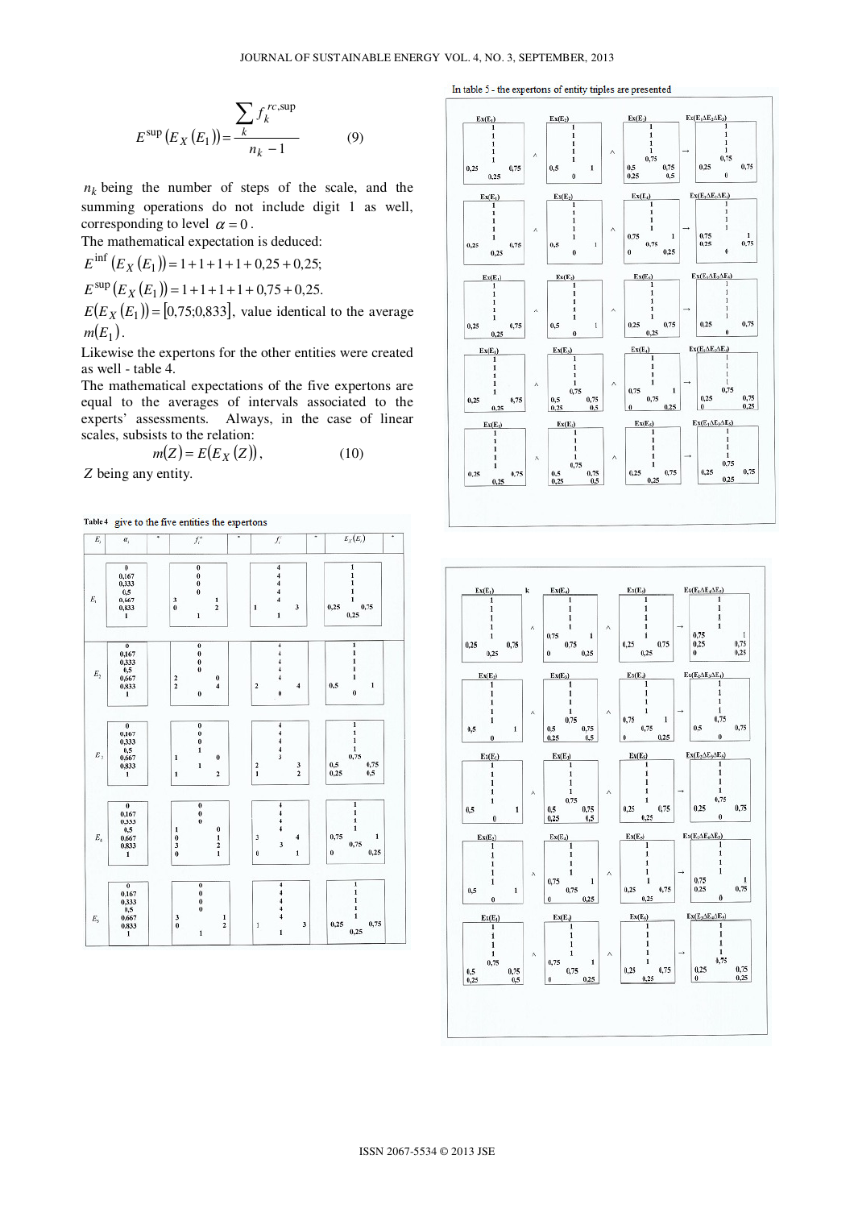$$E^{\sup}\left(E_X\left(E_1\right)\right)=\frac{\sum_k f_k^{rc,\sup}}{n_k-1} \qquad (9)$$

$n_k$ being the number of steps of the scale, and the summing operations do not include digit 1 as well, corresponding to level $\alpha = 0$.

The mathematical expectation is deduced:

$E^{\inf}\left(E_X\left(E_1\right)\right)=1+1+1+1+0{,}25+0{,}25;$

$E^{\sup}\left(E_X\left(E_1\right)\right)=1+1+1+1+0{,}75+0{,}25.$

$E\left(E_X\left(E_1\right)\right)=[0{,}75;0{,}833]$, value identical to the average $m(E_1)$.

Likewise the expertons for the other entities were created as well - table 4.

The mathematical expectations of the five expertons are equal to the averages of intervals associated to the experts' assessments. Always, in the case of linear scales, subsists to the relation:

$$m(Z)=E\left(E_X(Z)\right), \qquad (10)$$

$Z$ being any entity.

**Table 4** give to the five entities the expertons

| $E_i$ | $\alpha_i$ | $f_i^{\alpha}$ | $f_i^{c}$ | $E_X(E_i)$ |
|---|---|---|---|---|
| $E_1$ | 0; 0,167; 0,333; 0,5; 0,667; 0,833; 1 | 0; 0; 0; 0; 3 1; 0 2; 1 | 4; 4; 4; 4; 4; 1 3; 1 | 1; 1; 1; 1; 1; 0,25 0,75; 0,25 |
| $E_2$ | 0; 0,167; 0,333; 0,5; 0,667; 0,833; 1 | 0; 0; 0; 0; 2 0; 2 4; 0 | 4; 4; 4; 4; 4; 2 4; 0 | 1; 1; 1; 1; 1; 0,5 1; 0 |
| $E_3$ | 0; 0,167; 0,333; 0,5; 0,667; 0,833; 1 | 0; 0; 0; 1; 1 0; 1 1; 1 2 | 4; 4; 4; 4; 3; 2 3; 1 2 | 1; 1; 1; 1; 0,75; 0,5 0,75; 0,25 0,5 |
| $E_4$ | 0; 0,167; 0,333; 0,5; 0,667; 0,833; 1 | 0; 0; 0; 1 0; 0 1; 3 2; 0 1 | 4; 4; 4; 4; 3 4; 3; 0 1 | 1; 1; 1; 1; 0,75 1; 0,75; 0 0,25 |
| $E_5$ | 0; 0,167; 0,333; 0,5; 0,667; 0,833; 1 | 0; 0; 0; 0; 3 1; 0 2; 1 | 4; 4; 4; 4; 4; 1 3; 1 | 1; 1; 1; 1; 1; 0,25 0,75; 0,25 |

In table 5 - the expertons of entity triples are presented

| Ex(·) | ∧ Ex(·) | ∧ Ex(·) | → Ex(triple) |
|---|---|---|---|
| $Ex(E_1)$: 1; 1; 1; 1; 1; 0,25 0,75; 0,25 | $Ex(E_2)$: 1; 1; 1; 1; 1; 0,5 1; 0 | $Ex(E_3)$: 1; 1; 1; 1; 0,75; 0,5 0,75; 0,25 0,5 | $Ex(E_1 \wedge E_2 \wedge E_3)$: 1; 1; 1; 1; 0,75; 0,25 0,75; 0 |
| $Ex(E_1)$: 1; 1; 1; 1; 1; 0,25 0,75; 0,25 | $Ex(E_2)$: 1; 1; 1; 1; 1; 0,5 1; 0 | $Ex(E_4)$: 1; 1; 1; 1; 0,75 1; 0,75; 0 0,25 | $Ex(E_1 \wedge E_2 \wedge E_4)$: 1; 1; 1; 1; 1; 0,75 1; 0,25 0,75; 0 |
| $Ex(E_1)$: 1; 1; 1; 1; 1; 0,25 0,75; 0,25 | $Ex(E_2)$: 1; 1; 1; 1; 1; 0,5 1; 0 | $Ex(E_5)$: 1; 1; 1; 1; 1; 0,25 0,75; 0,25 | $Ex(E_1 \wedge E_2 \wedge E_5)$: 1; 1; 1; 1; 1; 0,25 0,75; 0 |
| $Ex(E_1)$: 1; 1; 1; 1; 1; 0,25 0,75; 0,25 | $Ex(E_3)$: 1; 1; 1; 1; 0,75; 0,5 0,75; 0,25 0,5 | $Ex(E_4)$: 1; 1; 1; 1; 0,75 1; 0,75; 0 0,25 | $Ex(E_1 \wedge E_3 \wedge E_4)$: 1; 1; 1; 1; 0,75; 0,25 0,75; 0 0,25 |
| $Ex(E_1)$: 1; 1; 1; 1; 1; 0,25 0,75; 0,25 | $Ex(E_3)$: 1; 1; 1; 1; 0,75; 0,5 0,75; 0,25 0,5 | $Ex(E_5)$: 1; 1; 1; 1; 1; 0,25 0,75; 0,25 | $Ex(E_1 \wedge E_3 \wedge E_5)$: 1; 1; 1; 1; 0,75; 0,25 0,75; 0,25 |
| $Ex(E_1)$: 1; 1; 1; 1; 1; 0,25 0,75; 0,25 | $Ex(E_4)$: 1; 1; 1; 1; 0,75 1; 0,75; 0 0,25 | $Ex(E_5)$: 1; 1; 1; 1; 1; 0,25 0,75; 0,25 | $Ex(E_1 \wedge E_4 \wedge E_5)$: 1; 1; 1; 1; 0,75 1; 0,25 0,75; 0 0,25 |
| $Ex(E_2)$: 1; 1; 1; 1; 1; 0,5 1; 0 | $Ex(E_3)$: 1; 1; 1; 1; 0,75; 0,5 0,75; 0,25 0,5 | $Ex(E_4)$: 1; 1; 1; 1; 0,75 1; 0,75; 0 0,25 | $Ex(E_2 \wedge E_3 \wedge E_4)$: 1; 1; 1; 1; 0,75; 0,5 0,75; 0 |
| $Ex(E_2)$: 1; 1; 1; 1; 1; 0,5 1; 0 | $Ex(E_3)$: 1; 1; 1; 1; 0,75; 0,5 0,75; 0,25 0,5 | $Ex(E_5)$: 1; 1; 1; 1; 1; 0,25 0,75; 0,25 | $Ex(E_2 \wedge E_3 \wedge E_5)$: 1; 1; 1; 1; 0,75; 0,25 0,75; 0 |
| $Ex(E_2)$: 1; 1; 1; 1; 1; 0,5 1; 0 | $Ex(E_4)$: 1; 1; 1; 1; 0,75 1; 0,75; 0 0,25 | $Ex(E_5)$: 1; 1; 1; 1; 1; 0,25 0,75; 0,25 | $Ex(E_2 \wedge E_4 \wedge E_5)$: 1; 1; 1; 1; 0,75 1; 0,25 0,75; 0 |
| $Ex(E_3)$: 1; 1; 1; 1; 0,75; 0,5 0,75; 0,25 0,5 | $Ex(E_4)$: 1; 1; 1; 1; 0,75 1; 0,75; 0 0,25 | $Ex(E_5)$: 1; 1; 1; 1; 1; 0,25 0,75; 0,25 | $Ex(E_3 \wedge E_4 \wedge E_5)$: 1; 1; 1; 1; 0,75; 0,25 0,75; 0 0,25 |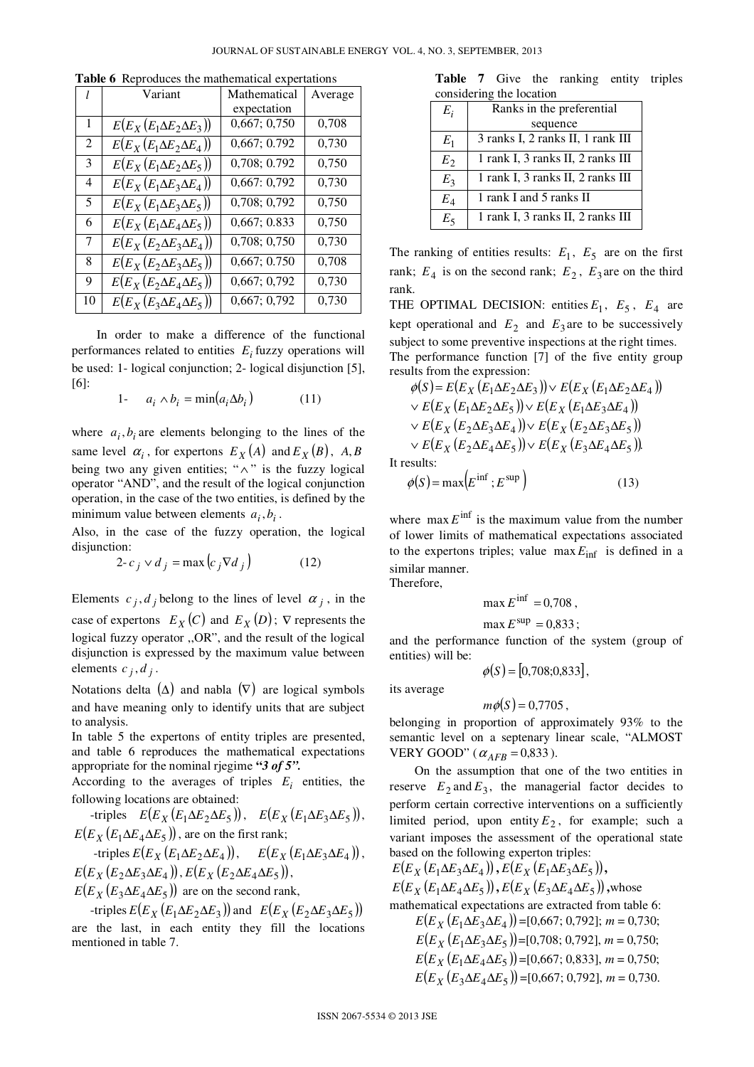**Table 6** Reproduces the mathematical expertations

| $l$ | Variant | Mathematical expectation | Average |
|---|---|---|---|
| 1 | $E(E_X(E_1 \Delta E_2 \Delta E_3))$ | 0,667; 0,750 | 0,708 |
| 2 | $E(E_X(E_1 \Delta E_2 \Delta E_4))$ | 0,667; 0.792 | 0,730 |
| 3 | $E(E_X(E_1 \Delta E_2 \Delta E_5))$ | 0,708; 0.792 | 0,750 |
| 4 | $E(E_X(E_1 \Delta E_3 \Delta E_4))$ | 0,667: 0,792 | 0,730 |
| 5 | $E(E_X(E_1 \Delta E_3 \Delta E_5))$ | 0,708; 0,792 | 0,750 |
| 6 | $E(E_X(E_1 \Delta E_4 \Delta E_5))$ | 0,667; 0.833 | 0,750 |
| 7 | $E(E_X(E_2 \Delta E_3 \Delta E_4))$ | 0,708; 0,750 | 0,730 |
| 8 | $E(E_X(E_2 \Delta E_3 \Delta E_5))$ | 0,667; 0.750 | 0,708 |
| 9 | $E(E_X(E_2 \Delta E_4 \Delta E_5))$ | 0,667; 0,792 | 0,730 |
| 10 | $E(E_X(E_3 \Delta E_4 \Delta E_5))$ | 0,667; 0,792 | 0,730 |

In order to make a difference of the functional performances related to entities $E_i$ fuzzy operations will be used: 1- logical conjunction; 2- logical disjunction [5], [6]:

$$1- \quad a_i \wedge b_i = \min(a_i \Delta b_i) \tag{11}$$

where $a_i, b_i$ are elements belonging to the lines of the same level $\alpha_i$, for expertons $E_X(A)$ and $E_X(B)$, $A, B$ being two any given entities; "$\wedge$" is the fuzzy logical operator "AND", and the result of the logical conjunction operation, in the case of the two entities, is defined by the minimum value between elements $a_i, b_i$.

Also, in the case of the fuzzy operation, the logical disjunction:

$$2- c_j \vee d_j = \max(c_j \nabla d_j) \tag{12}$$

Elements $c_j, d_j$ belong to the lines of level $\alpha_j$, in the case of expertons $E_X(C)$ and $E_X(D)$; $\nabla$ represents the logical fuzzy operator ,,OR", and the result of the logical disjunction is expressed by the maximum value between elements $c_j, d_j$.

Notations delta $(\Delta)$ and nabla $(\nabla)$ are logical symbols and have meaning only to identify units that are subject to analysis.

In table 5 the expertons of entity triples are presented, and table 6 reproduces the mathematical expectations appropriate for the nominal rjegime ***"3 of 5"***.

According to the averages of triples $E_i$ entities, the following locations are obtained:

-triples $E(E_X(E_1 \Delta E_2 \Delta E_5))$, $E(E_X(E_1 \Delta E_3 \Delta E_5))$, $E(E_X(E_1 \Delta E_4 \Delta E_5))$, are on the first rank;

-triples $E(E_X(E_1 \Delta E_2 \Delta E_4))$, $E(E_X(E_1 \Delta E_3 \Delta E_4))$, $E(E_X(E_2 \Delta E_3 \Delta E_4))$, $E(E_X(E_2 \Delta E_4 \Delta E_5))$, $E(E_X(E_3 \Delta E_4 \Delta E_5))$ are on the second rank,

-triples $E(E_X(E_1 \Delta E_2 \Delta E_3))$ and $E(E_X(E_2 \Delta E_3 \Delta E_5))$ are the last, in each entity they fill the locations mentioned in table 7.

**Table 7** Give the ranking entity triples considering the location

| $E_i$ | Ranks in the preferential sequence |
|---|---|
| $E_1$ | 3 ranks I, 2 ranks II, 1 rank III |
| $E_2$ | 1 rank I, 3 ranks II, 2 ranks III |
| $E_3$ | 1 rank I, 3 ranks II, 2 ranks III |
| $E_4$ | 1 rank I and 5 ranks II |
| $E_5$ | 1 rank I, 3 ranks II, 2 ranks III |

The ranking of entities results: $E_1$, $E_5$ are on the first rank; $E_4$ is on the second rank; $E_2$, $E_3$ are on the third rank.

THE OPTIMAL DECISION: entities $E_1$, $E_5$, $E_4$ are kept operational and $E_2$ and $E_3$ are to be successively subject to some preventive inspections at the right times.

The performance function [7] of the five entity group results from the expression:

$$\begin{aligned}\phi(S) &= E(E_X(E_1 \Delta E_2 \Delta E_3)) \vee E(E_X(E_1 \Delta E_2 \Delta E_4)) \\ &\vee E(E_X(E_1 \Delta E_2 \Delta E_5)) \vee E(E_X(E_1 \Delta E_3 \Delta E_4)) \\ &\vee E(E_X(E_2 \Delta E_3 \Delta E_4)) \vee E(E_X(E_2 \Delta E_3 \Delta E_5)) \\ &\vee E(E_X(E_2 \Delta E_4 \Delta E_5)) \vee E(E_X(E_3 \Delta E_4 \Delta E_5)).\end{aligned}$$

It results:

$$\phi(S) = \max\left(E^{\inf}; E^{\sup}\right) \tag{13}$$

where $\max E^{\inf}$ is the maximum value from the number of lower limits of mathematical expectations associated to the expertons triples; value $\max E_{\inf}$ is defined in a similar manner.

Therefore,

$$\max E^{\inf} = 0{,}708,$$

$$\max E^{\sup} = 0{,}833;$$

and the performance function of the system (group of entities) will be:

$$\phi(S) = [0{,}708; 0{,}833],$$

its average

$$m\phi(S) = 0{,}7705,$$

belonging in proportion of approximately 93% to the semantic level on a septenary linear scale, "ALMOST VERY GOOD" ($\alpha_{AFB} = 0{,}833$).

On the assumption that one of the two entities in reserve $E_2$ and $E_3$, the managerial factor decides to perform certain corrective interventions on a sufficiently limited period, upon entity $E_2$, for example; such a variant imposes the assessment of the operational state based on the following experton triples:

$E(E_X(E_1 \Delta E_3 \Delta E_4))$, $E(E_X(E_1 \Delta E_3 \Delta E_5))$, $E(E_X(E_1 \Delta E_4 \Delta E_5))$, $E(E_X(E_3 \Delta E_4 \Delta E_5))$, whose mathematical expectations are extracted from table 6:

$E(E_X(E_1 \Delta E_3 \Delta E_4))$=[0,667; 0,792]; $m = 0{,}730$;

$E(E_X(E_1 \Delta E_3 \Delta E_5))$=[0,708; 0,792], $m = 0{,}750$;

$E(E_X(E_1 \Delta E_4 \Delta E_5))$=[0,667; 0,833], $m = 0{,}750$;

$E(E_X(E_3 \Delta E_4 \Delta E_5))$=[0,667; 0,792], $m = 0{,}730$.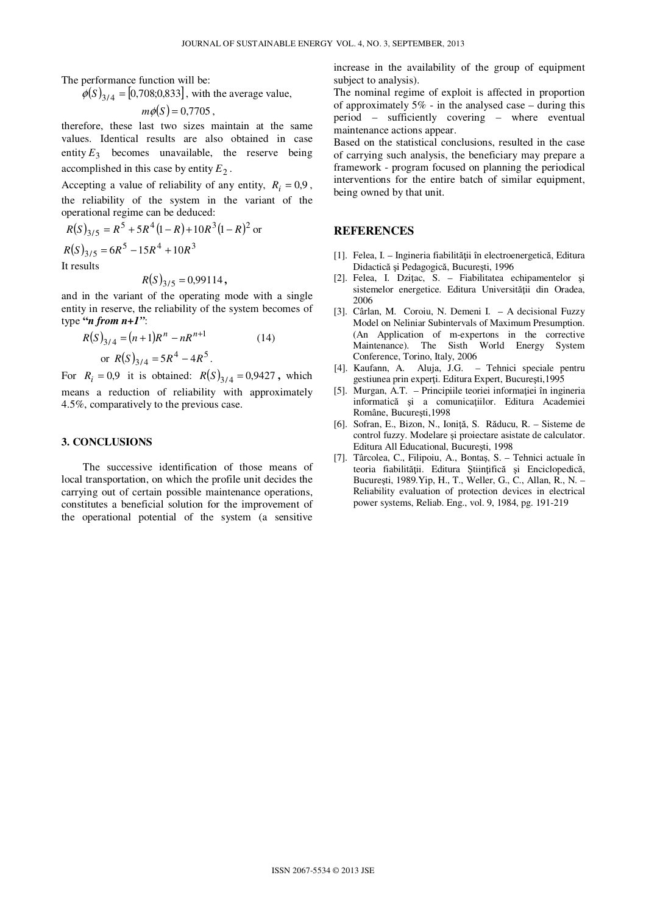The performance function will be:

$$\phi(S)_{3/4} = [0{,}708;0{,}833]$$, with the average value,

$$m\phi(S) = 0{,}7705,$$

therefore, these last two sizes maintain at the same values. Identical results are also obtained in case entity $E_3$ becomes unavailable, the reserve being accomplished in this case by entity $E_2$.

Accepting a value of reliability of any entity, $R_i = 0{,}9$, the reliability of the system in the variant of the operational regime can be deduced:

$$R(S)_{3/5} = R^5 + 5R^4(1-R) + 10R^3(1-R)^2 \text{ or}$$

$$R(S)_{3/5} = 6R^5 - 15R^4 + 10R^3$$

It results

$$R(S)_{3/5} = 0{,}99114,$$

and in the variant of the operating mode with a single entity in reserve, the reliability of the system becomes of type ***"n from n+1"***:

$$R(S)_{3/4} = (n+1)R^n - nR^{n+1} \qquad (14)$$

$$\text{or } R(S)_{3/4} = 5R^4 - 4R^5.$$

For $R_i = 0{,}9$ it is obtained: $R(S)_{3/4} = 0{,}9427$, which means a reduction of reliability with approximately 4.5%, comparatively to the previous case.

## 3. CONCLUSIONS

The successive identification of those means of local transportation, on which the profile unit decides the carrying out of certain possible maintenance operations, constitutes a beneficial solution for the improvement of the operational potential of the system (a sensitive increase in the availability of the group of equipment subject to analysis).

The nominal regime of exploit is affected in proportion of approximately 5% - in the analysed case – during this period – sufficiently covering – where eventual maintenance actions appear.

Based on the statistical conclusions, resulted in the case of carrying such analysis, the beneficiary may prepare a framework - program focused on planning the periodical interventions for the entire batch of similar equipment, being owned by that unit.

## REFERENCES

[1]. Felea, I. – Ingineria fiabilității în electroenergetică, Editura Didactică și Pedagogică, București, 1996

[2]. Felea, I. Dzițac, S. – Fiabilitatea echipamentelor și sistemelor energetice. Editura Universității din Oradea, 2006

[3]. Cârlan, M. Coroiu, N. Demeni I. – A decisional Fuzzy Model on Neliniar Subintervals of Maximum Presumption. (An Application of m-expertons in the corrective Maintenance). The Sisth World Energy System Conference, Torino, Italy, 2006

[4]. Kaufann, A. Aluja, J.G. – Tehnici speciale pentru gestiunea prin experți. Editura Expert, București,1995

[5]. Murgan, A.T. – Principiile teoriei informației în ingineria informatică și a comunicațiilor. Editura Academiei Române, București,1998

[6]. Sofran, E., Bizon, N., Ioniță, S. Răducu, R. – Sisteme de control fuzzy. Modelare și proiectare asistate de calculator. Editura All Educational, București, 1998

[7]. Târcolea, C., Filipoiu, A., Bontaș, S. – Tehnici actuale în teoria fiabilității. Editura Științifică și Enciclopedică, București, 1989.Yip, H., T., Weller, G., C., Allan, R., N. – Reliability evaluation of protection devices in electrical power systems, Reliab. Eng., vol. 9, 1984, pg. 191-219